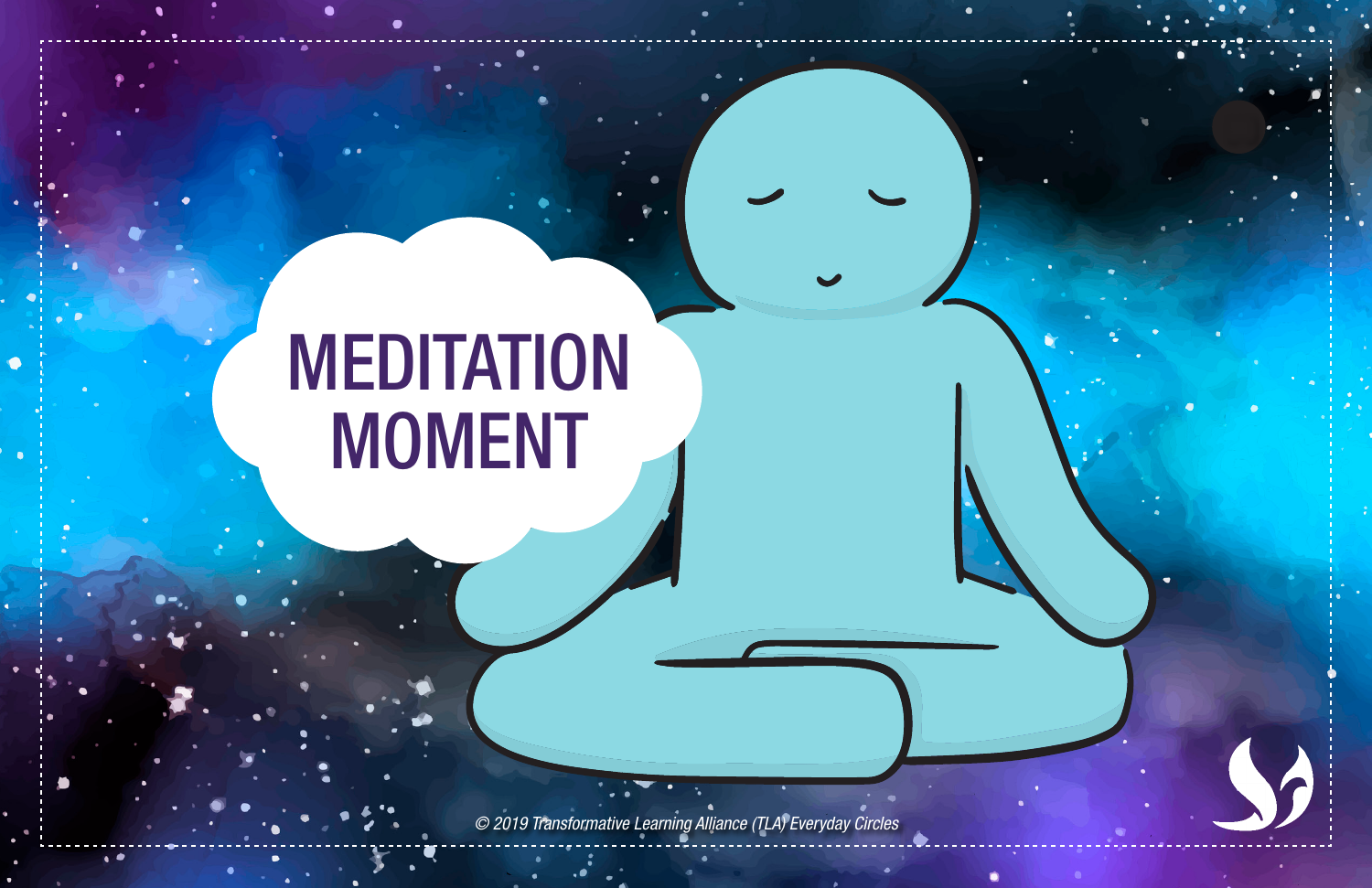# MEDITATION MOMENT

© 2019 Transformative Learning Alliance (TLA) Everyday Circles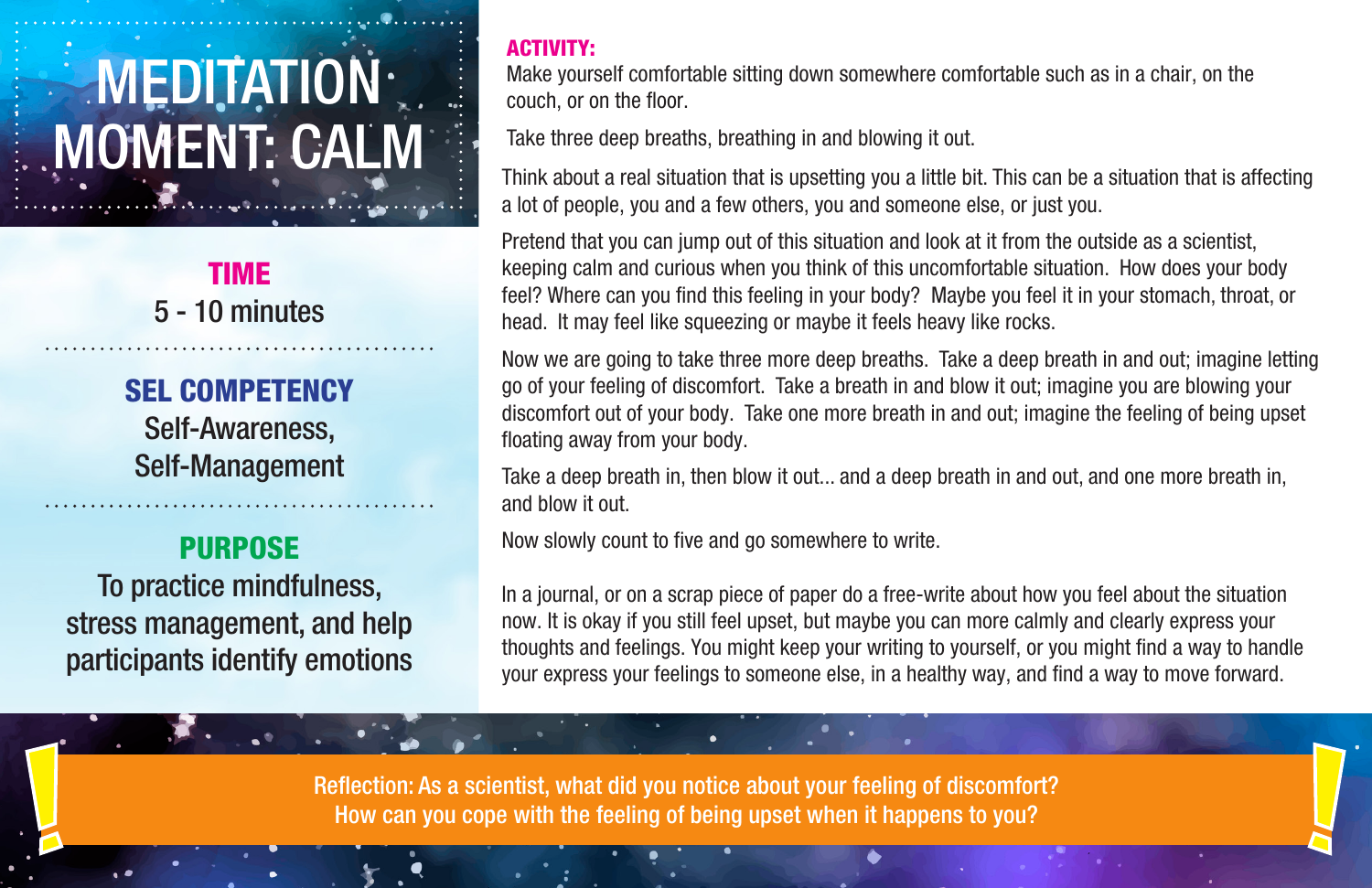# MEDITATION MOMENT: CALM

**TIME**

5 - 10 minutes

**SEL COMPETENCY**

Self-Awareness, Self-Management

**PURPOSE**

To practice mindfulness, stress management, and help participants identify emotions

**ACTIVITY:**

Make yourself comfortable sitting down somewhere comfortable such as in a chair, on the couch, or on the floor.

Take three deep breaths, breathing in and blowing it out.

Think about a real situation that is upsetting you a little bit. This can be a situation that is affecting a lot of people, you and a few others, you and someone else, or just you.

Pretend that you can jump out of this situation and look at it from the outside as a scientist, keeping calm and curious when you think of this uncomfortable situation. How does your body feel? Where can you find this feeling in your body? Maybe you feel it in your stomach, throat, or head. It may feel like squeezing or maybe it feels heavy like rocks.

Now we are going to take three more deep breaths. Take a deep breath in and out; imagine letting go of your feeling of discomfort. Take a breath in and blow it out; imagine you are blowing your discomfort out of your body. Take one more breath in and out; imagine the feeling of being upset floating away from your body.

Take a deep breath in, then blow it out... and a deep breath in and out, and one more breath in, and blow it out.

Now slowly count to five and go somewhere to write.

In a journal, or on a scrap piece of paper do a free-write about how you feel about the situation now. It is okay if you still feel upset, but maybe you can more calmly and clearly express your thoughts and feelings. You might keep your writing to yourself, or you might find a way to handle your express your feelings to someone else, in a healthy way, and find a way to move forward.

Reflection: As a scientist, what did you notice about your feeling of discomfort? How can you cope with the feeling of being upset when it happens to you?